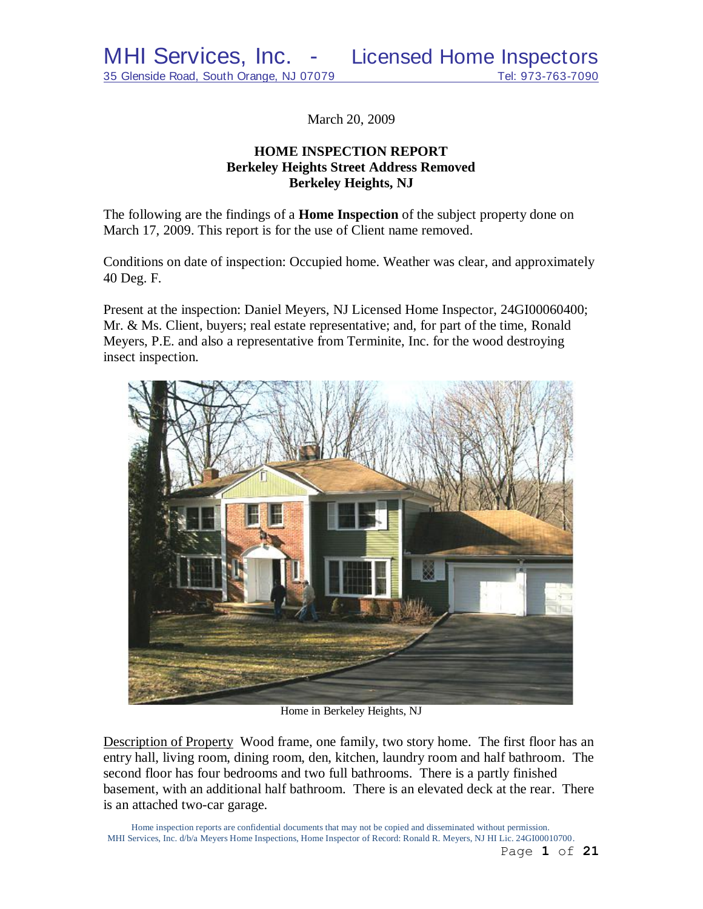MHI Services, Inc. - Licensed Home Inspectors
35 Glenside Road, South Orange, NJ 07079 Tel: 973-763-7090

March 20, 2009

**HOME INSPECTION REPORT**
**Berkeley Heights Street Address Removed**
**Berkeley Heights, NJ**

The following are the findings of a **Home Inspection** of the subject property done on March 17, 2009. This report is for the use of Client name removed.

Conditions on date of inspection: Occupied home. Weather was clear, and approximately 40 Deg. F.

Present at the inspection: Daniel Meyers, NJ Licensed Home Inspector, 24GI00060400; Mr. & Ms. Client, buyers; real estate representative; and, for part of the time, Ronald Meyers, P.E. and also a representative from Terminite, Inc. for the wood destroying insect inspection.

Home in Berkeley Heights, NJ

Description of Property Wood frame, one family, two story home. The first floor has an entry hall, living room, dining room, den, kitchen, laundry room and half bathroom. The second floor has four bedrooms and two full bathrooms. There is a partly finished basement, with an additional half bathroom. There is an elevated deck at the rear. There is an attached two-car garage.

Home inspection reports are confidential documents that may not be copied and disseminated without permission.
MHI Services, Inc. d/b/a Meyers Home Inspections, Home Inspector of Record: Ronald R. Meyers, NJ HI Lic. 24GI00010700.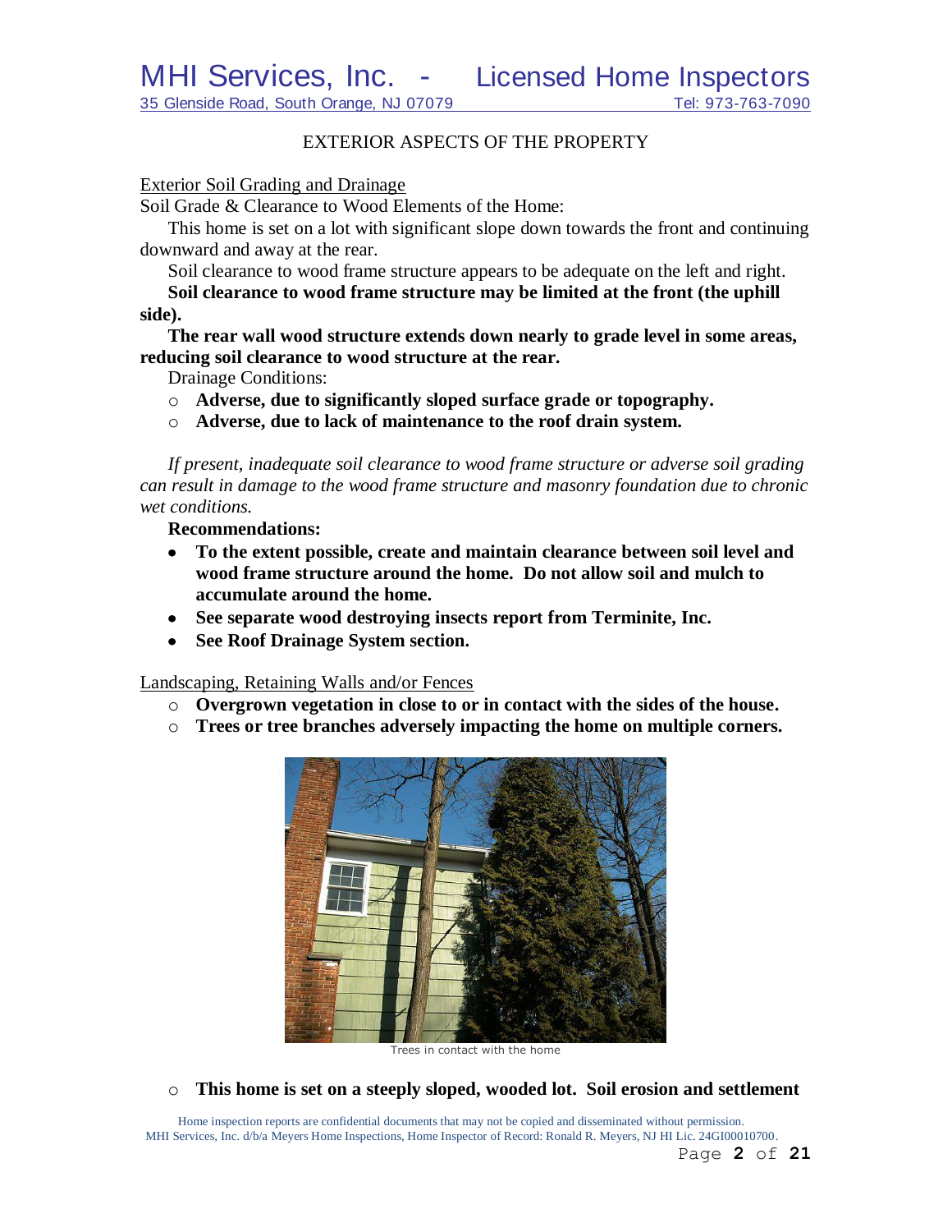## EXTERIOR ASPECTS OF THE PROPERTY

### Exterior Soil Grading and Drainage

Soil Grade & Clearance to Wood Elements of the Home:

This home is set on a lot with significant slope down towards the front and continuing downward and away at the rear.

Soil clearance to wood frame structure appears to be adequate on the left and right.

**Soil clearance to wood frame structure may be limited at the front (the uphill side).**

**The rear wall wood structure extends down nearly to grade level in some areas, reducing soil clearance to wood structure at the rear.**

Drainage Conditions:

- **Adverse, due to significantly sloped surface grade or topography.**
- **Adverse, due to lack of maintenance to the roof drain system.**

*If present, inadequate soil clearance to wood frame structure or adverse soil grading can result in damage to the wood frame structure and masonry foundation due to chronic wet conditions.*

**Recommendations:**

- **To the extent possible, create and maintain clearance between soil level and wood frame structure around the home. Do not allow soil and mulch to accumulate around the home.**
- **See separate wood destroying insects report from Terminite, Inc.**
- **See Roof Drainage System section.**

### Landscaping, Retaining Walls and/or Fences

- **Overgrown vegetation in close to or in contact with the sides of the house.**
- **Trees or tree branches adversely impacting the home on multiple corners.**

Trees in contact with the home

- **This home is set on a steeply sloped, wooded lot. Soil erosion and settlement**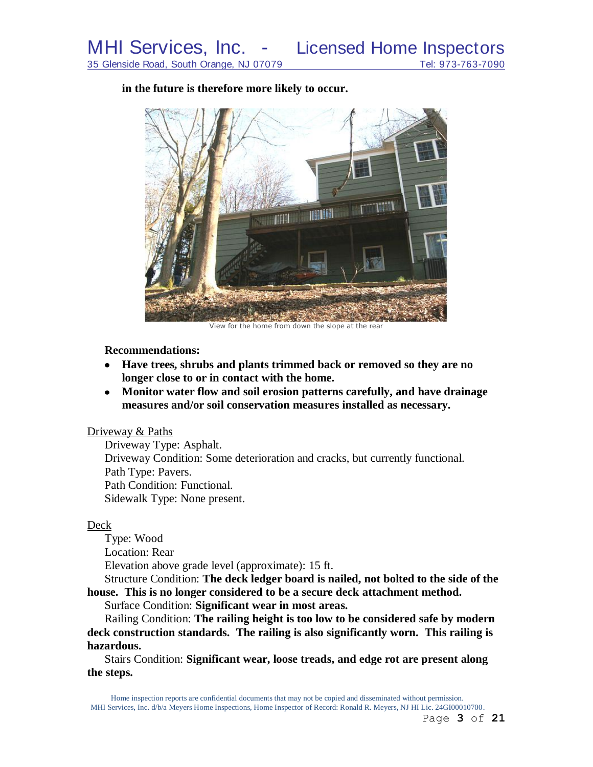**in the future is therefore more likely to occur.**

View for the home from down the slope at the rear

**Recommendations:**

- **Have trees, shrubs and plants trimmed back or removed so they are no longer close to or in contact with the home.**
- **Monitor water flow and soil erosion patterns carefully, and have drainage measures and/or soil conservation measures installed as necessary.**

Driveway & Paths

Driveway Type: Asphalt.
Driveway Condition: Some deterioration and cracks, but currently functional.
Path Type: Pavers.
Path Condition: Functional.
Sidewalk Type: None present.

Deck

Type: Wood
Location: Rear
Elevation above grade level (approximate): 15 ft.
Structure Condition: **The deck ledger board is nailed, not bolted to the side of the house. This is no longer considered to be a secure deck attachment method.**
Surface Condition: **Significant wear in most areas.**
Railing Condition: **The railing height is too low to be considered safe by modern deck construction standards. The railing is also significantly worn. This railing is hazardous.**
Stairs Condition: **Significant wear, loose treads, and edge rot are present along the steps.**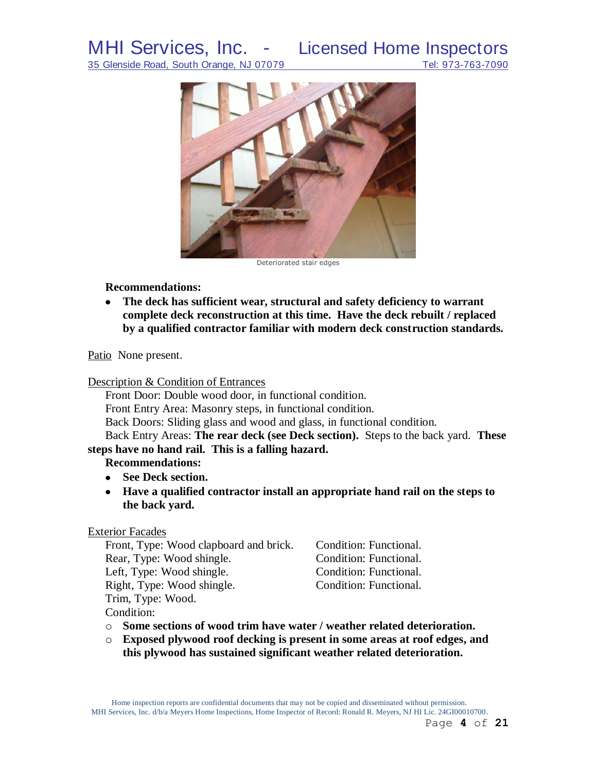Deteriorated stair edges

**Recommendations:**

- **The deck has sufficient wear, structural and safety deficiency to warrant complete deck reconstruction at this time. Have the deck rebuilt / replaced by a qualified contractor familiar with modern deck construction standards.**

Patio None present.

Description & Condition of Entrances

Front Door: Double wood door, in functional condition.
Front Entry Area: Masonry steps, in functional condition.
Back Doors: Sliding glass and wood and glass, in functional condition.
Back Entry Areas: **The rear deck (see Deck section).** Steps to the back yard. **These steps have no hand rail. This is a falling hazard.**

**Recommendations:**

- **See Deck section.**
- **Have a qualified contractor install an appropriate hand rail on the steps to the back yard.**

Exterior Facades

| Type | Condition |
|---|---|
| Front, Type: Wood clapboard and brick. | Condition: Functional. |
| Rear, Type: Wood shingle. | Condition: Functional. |
| Left, Type: Wood shingle. | Condition: Functional. |
| Right, Type: Wood shingle. | Condition: Functional. |

Trim, Type: Wood.
Condition:

- **Some sections of wood trim have water / weather related deterioration.**
- **Exposed plywood roof decking is present in some areas at roof edges, and this plywood has sustained significant weather related deterioration.**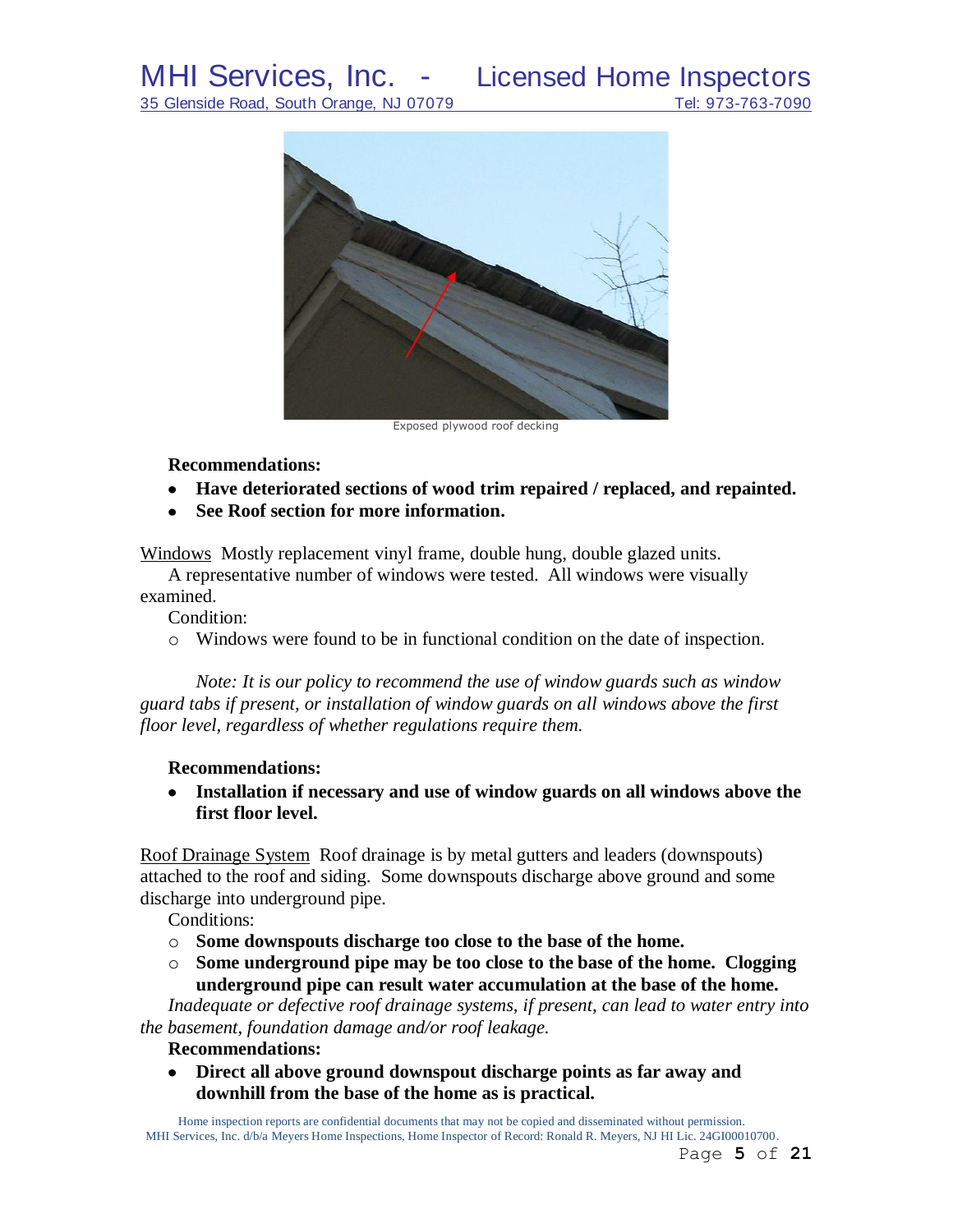Exposed plywood roof decking

**Recommendations:**

- **Have deteriorated sections of wood trim repaired / replaced, and repainted.**
- **See Roof section for more information.**

Windows Mostly replacement vinyl frame, double hung, double glazed units.

A representative number of windows were tested. All windows were visually examined.

Condition:

- Windows were found to be in functional condition on the date of inspection.

*Note: It is our policy to recommend the use of window guards such as window guard tabs if present, or installation of window guards on all windows above the first floor level, regardless of whether regulations require them.*

**Recommendations:**

- **Installation if necessary and use of window guards on all windows above the first floor level.**

Roof Drainage System Roof drainage is by metal gutters and leaders (downspouts) attached to the roof and siding. Some downspouts discharge above ground and some discharge into underground pipe.

Conditions:

- **Some downspouts discharge too close to the base of the home.**
- **Some underground pipe may be too close to the base of the home. Clogging underground pipe can result water accumulation at the base of the home.**

*Inadequate or defective roof drainage systems, if present, can lead to water entry into the basement, foundation damage and/or roof leakage.*

**Recommendations:**

- **Direct all above ground downspout discharge points as far away and downhill from the base of the home as is practical.**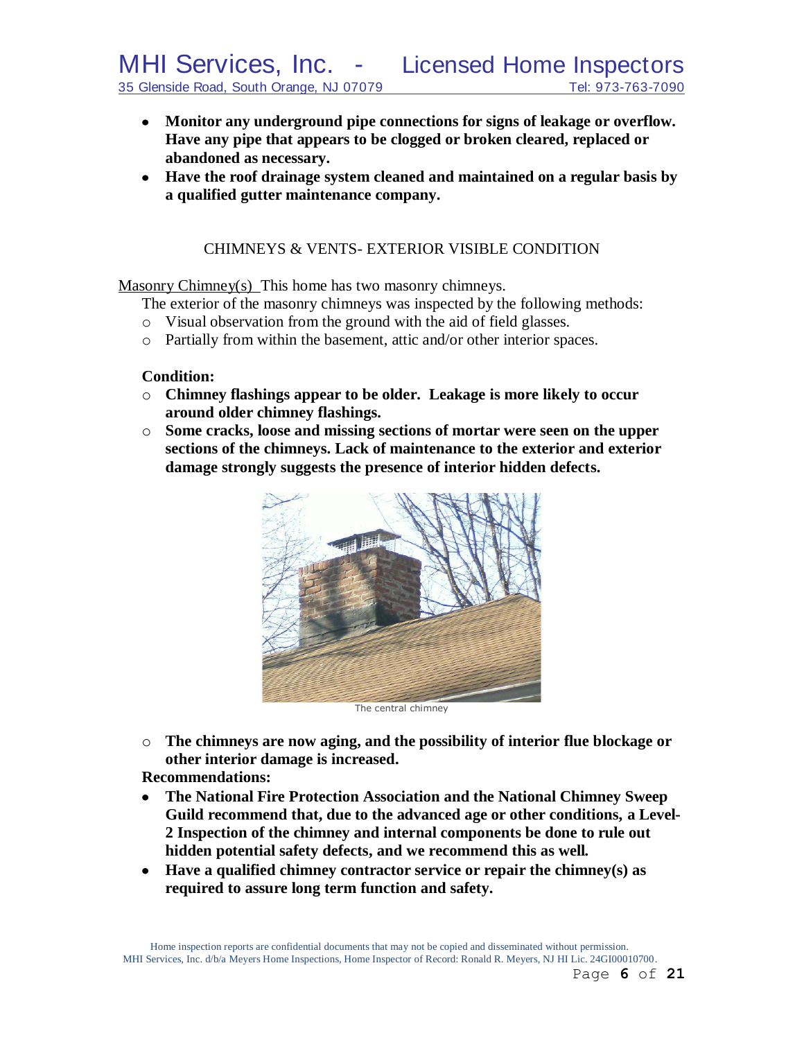- **Monitor any underground pipe connections for signs of leakage or overflow. Have any pipe that appears to be clogged or broken cleared, replaced or abandoned as necessary.**
- **Have the roof drainage system cleaned and maintained on a regular basis by a qualified gutter maintenance company.**

## CHIMNEYS & VENTS- EXTERIOR VISIBLE CONDITION

Masonry Chimney(s) This home has two masonry chimneys.

The exterior of the masonry chimneys was inspected by the following methods:

- Visual observation from the ground with the aid of field glasses.
- Partially from within the basement, attic and/or other interior spaces.

**Condition:**

- **Chimney flashings appear to be older. Leakage is more likely to occur around older chimney flashings.**
- **Some cracks, loose and missing sections of mortar were seen on the upper sections of the chimneys. Lack of maintenance to the exterior and exterior damage strongly suggests the presence of interior hidden defects.**

The central chimney

- **The chimneys are now aging, and the possibility of interior flue blockage or other interior damage is increased.**

**Recommendations:**

- **The National Fire Protection Association and the National Chimney Sweep Guild recommend that, due to the advanced age or other conditions, a Level-2 Inspection of the chimney and internal components be done to rule out hidden potential safety defects, and we recommend this as well.**
- **Have a qualified chimney contractor service or repair the chimney(s) as required to assure long term function and safety.**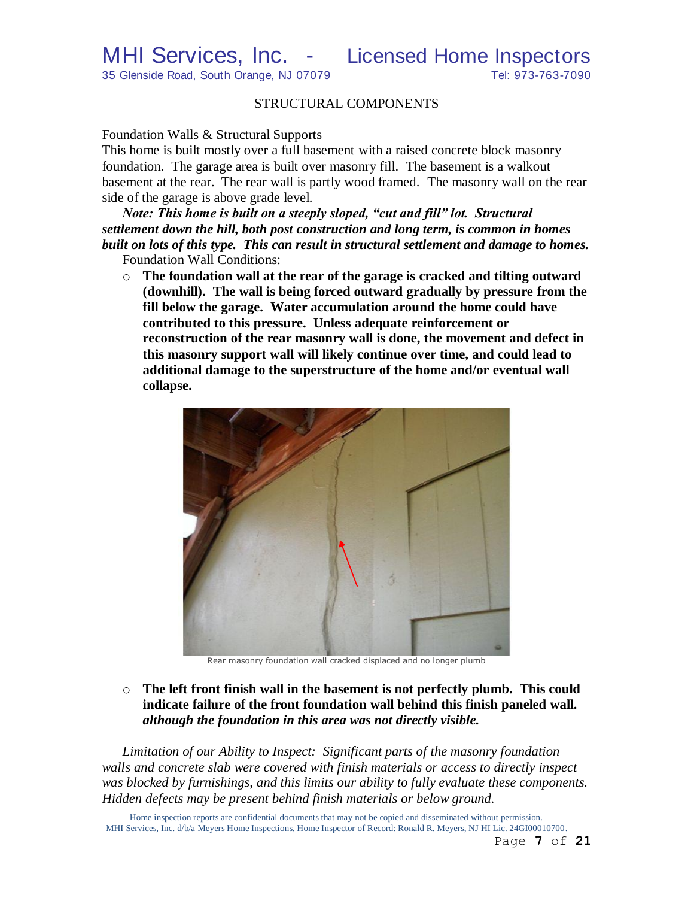## STRUCTURAL COMPONENTS

### Foundation Walls & Structural Supports

This home is built mostly over a full basement with a raised concrete block masonry foundation. The garage area is built over masonry fill. The basement is a walkout basement at the rear. The rear wall is partly wood framed. The masonry wall on the rear side of the garage is above grade level.

***Note: This home is built on a steeply sloped, "cut and fill" lot. Structural settlement down the hill, both post construction and long term, is common in homes built on lots of this type. This can result in structural settlement and damage to homes.***

Foundation Wall Conditions:

- **The foundation wall at the rear of the garage is cracked and tilting outward (downhill). The wall is being forced outward gradually by pressure from the fill below the garage. Water accumulation around the home could have contributed to this pressure. Unless adequate reinforcement or reconstruction of the rear masonry wall is done, the movement and defect in this masonry support wall will likely continue over time, and could lead to additional damage to the superstructure of the home and/or eventual wall collapse.**

Rear masonry foundation wall cracked displaced and no longer plumb

- **The left front finish wall in the basement is not perfectly plumb. This could indicate failure of the front foundation wall behind this finish paneled wall. *although the foundation in this area was not directly visible.***

*Limitation of our Ability to Inspect: Significant parts of the masonry foundation walls and concrete slab were covered with finish materials or access to directly inspect was blocked by furnishings, and this limits our ability to fully evaluate these components. Hidden defects may be present behind finish materials or below ground.*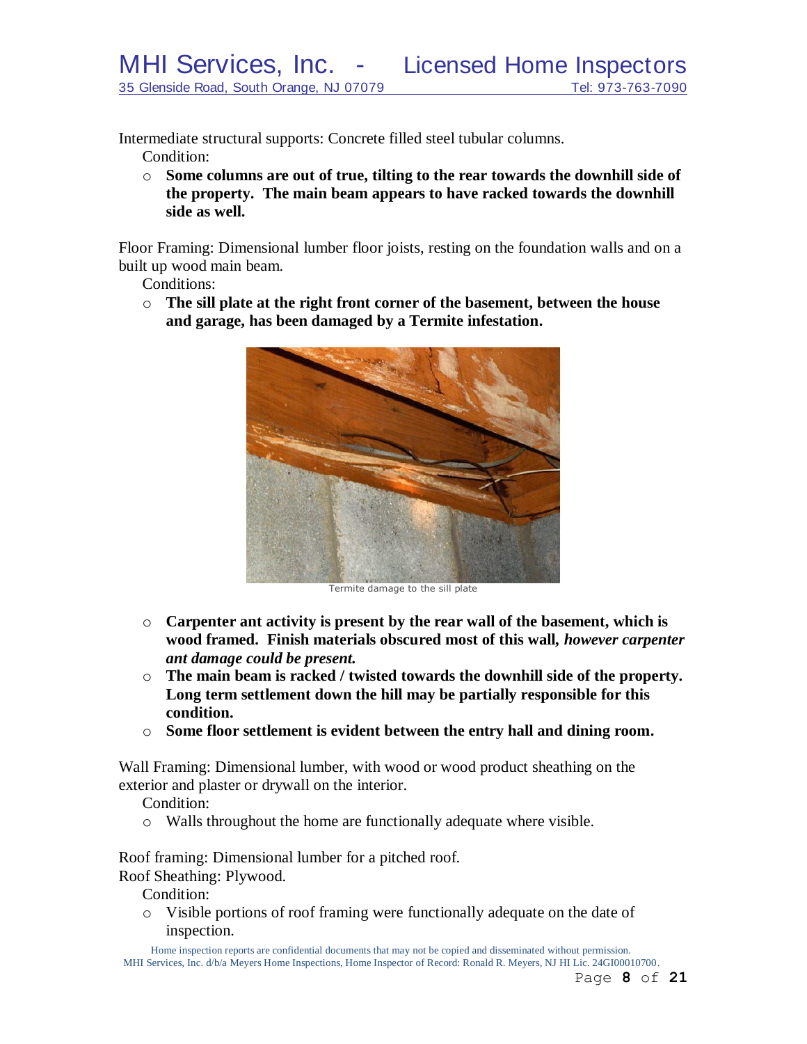Intermediate structural supports: Concrete filled steel tubular columns.

Condition:

- **Some columns are out of true, tilting to the rear towards the downhill side of the property. The main beam appears to have racked towards the downhill side as well.**

Floor Framing: Dimensional lumber floor joists, resting on the foundation walls and on a built up wood main beam.

Conditions:

- **The sill plate at the right front corner of the basement, between the house and garage, has been damaged by a Termite infestation.**

Termite damage to the sill plate

- **Carpenter ant activity is present by the rear wall of the basement, which is wood framed. Finish materials obscured most of this wall,** ***however carpenter ant damage could be present.***
- **The main beam is racked / twisted towards the downhill side of the property. Long term settlement down the hill may be partially responsible for this condition.**
- **Some floor settlement is evident between the entry hall and dining room.**

Wall Framing: Dimensional lumber, with wood or wood product sheathing on the exterior and plaster or drywall on the interior.

Condition:

- Walls throughout the home are functionally adequate where visible.

Roof framing: Dimensional lumber for a pitched roof.

Roof Sheathing: Plywood.

Condition:

- Visible portions of roof framing were functionally adequate on the date of inspection.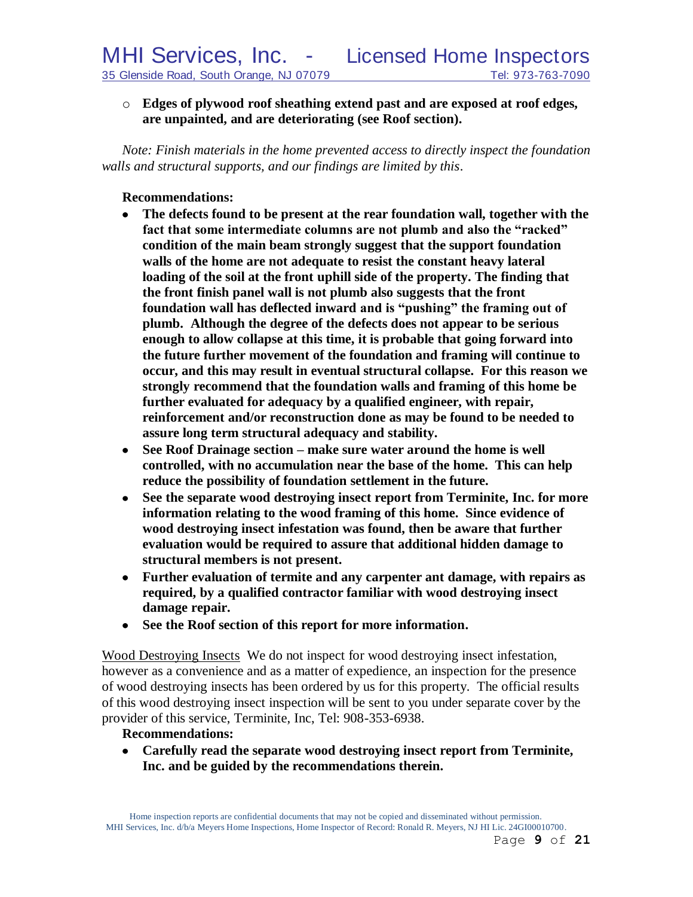- **Edges of plywood roof sheathing extend past and are exposed at roof edges, are unpainted, and are deteriorating (see Roof section).**

*Note: Finish materials in the home prevented access to directly inspect the foundation walls and structural supports, and our findings are limited by this.*

**Recommendations:**

- **The defects found to be present at the rear foundation wall, together with the fact that some intermediate columns are not plumb and also the "racked" condition of the main beam strongly suggest that the support foundation walls of the home are not adequate to resist the constant heavy lateral loading of the soil at the front uphill side of the property. The finding that the front finish panel wall is not plumb also suggests that the front foundation wall has deflected inward and is "pushing" the framing out of plumb. Although the degree of the defects does not appear to be serious enough to allow collapse at this time, it is probable that going forward into the future further movement of the foundation and framing will continue to occur, and this may result in eventual structural collapse. For this reason we strongly recommend that the foundation walls and framing of this home be further evaluated for adequacy by a qualified engineer, with repair, reinforcement and/or reconstruction done as may be found to be needed to assure long term structural adequacy and stability.**
- **See Roof Drainage section – make sure water around the home is well controlled, with no accumulation near the base of the home. This can help reduce the possibility of foundation settlement in the future.**
- **See the separate wood destroying insect report from Terminite, Inc. for more information relating to the wood framing of this home. Since evidence of wood destroying insect infestation was found, then be aware that further evaluation would be required to assure that additional hidden damage to structural members is not present.**
- **Further evaluation of termite and any carpenter ant damage, with repairs as required, by a qualified contractor familiar with wood destroying insect damage repair.**
- **See the Roof section of this report for more information.**

Wood Destroying Insects We do not inspect for wood destroying insect infestation, however as a convenience and as a matter of expedience, an inspection for the presence of wood destroying insects has been ordered by us for this property. The official results of this wood destroying insect inspection will be sent to you under separate cover by the provider of this service, Terminite, Inc, Tel: 908-353-6938.

**Recommendations:**

- **Carefully read the separate wood destroying insect report from Terminite, Inc. and be guided by the recommendations therein.**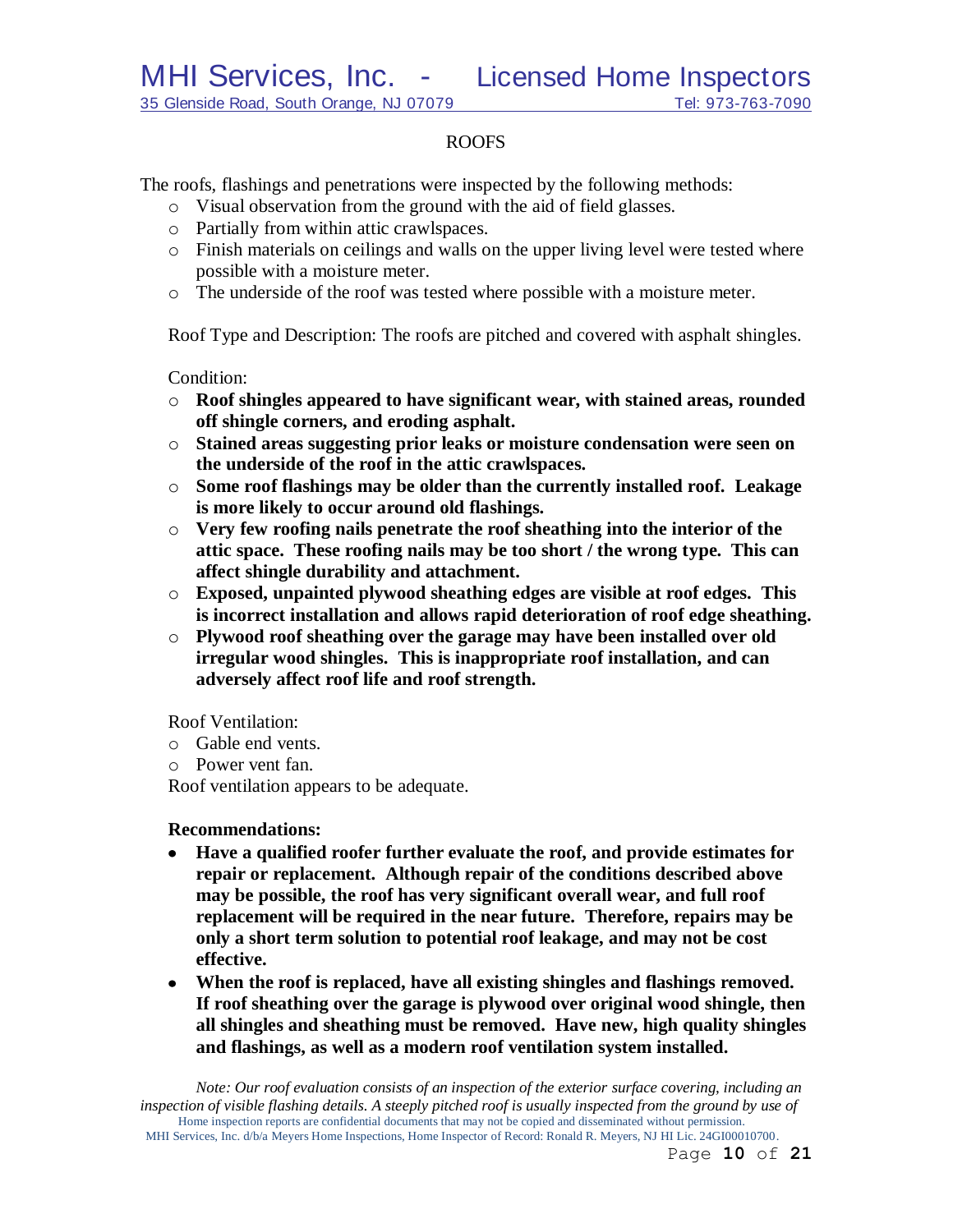## ROOFS

The roofs, flashings and penetrations were inspected by the following methods:

- Visual observation from the ground with the aid of field glasses.
- Partially from within attic crawlspaces.
- Finish materials on ceilings and walls on the upper living level were tested where possible with a moisture meter.
- The underside of the roof was tested where possible with a moisture meter.

Roof Type and Description: The roofs are pitched and covered with asphalt shingles.

Condition:

- **Roof shingles appeared to have significant wear, with stained areas, rounded off shingle corners, and eroding asphalt.**
- **Stained areas suggesting prior leaks or moisture condensation were seen on the underside of the roof in the attic crawlspaces.**
- **Some roof flashings may be older than the currently installed roof. Leakage is more likely to occur around old flashings.**
- **Very few roofing nails penetrate the roof sheathing into the interior of the attic space. These roofing nails may be too short / the wrong type. This can affect shingle durability and attachment.**
- **Exposed, unpainted plywood sheathing edges are visible at roof edges. This is incorrect installation and allows rapid deterioration of roof edge sheathing.**
- **Plywood roof sheathing over the garage may have been installed over old irregular wood shingles. This is inappropriate roof installation, and can adversely affect roof life and roof strength.**

Roof Ventilation:

- Gable end vents.
- Power vent fan.

Roof ventilation appears to be adequate.

**Recommendations:**

- **Have a qualified roofer further evaluate the roof, and provide estimates for repair or replacement. Although repair of the conditions described above may be possible, the roof has very significant overall wear, and full roof replacement will be required in the near future. Therefore, repairs may be only a short term solution to potential roof leakage, and may not be cost effective.**
- **When the roof is replaced, have all existing shingles and flashings removed. If roof sheathing over the garage is plywood over original wood shingle, then all shingles and sheathing must be removed. Have new, high quality shingles and flashings, as well as a modern roof ventilation system installed.**

*Note: Our roof evaluation consists of an inspection of the exterior surface covering, including an inspection of visible flashing details. A steeply pitched roof is usually inspected from the ground by use of*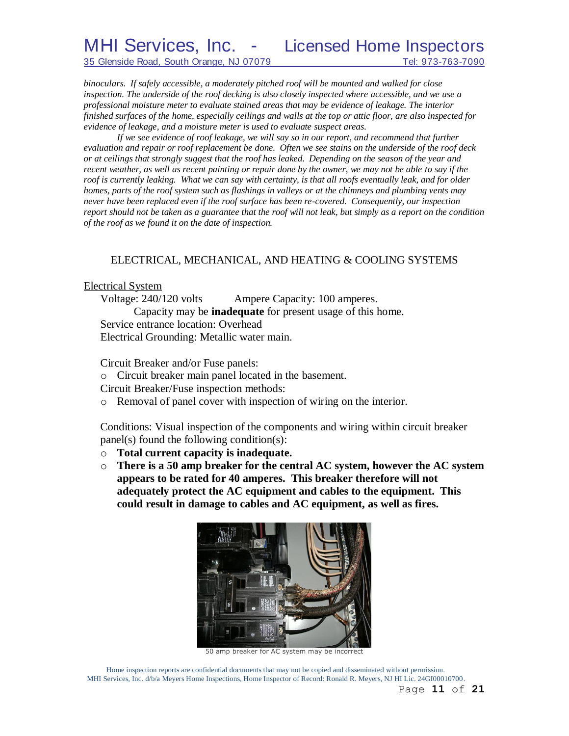*binoculars. If safely accessible, a moderately pitched roof will be mounted and walked for close inspection. The underside of the roof decking is also closely inspected where accessible, and we use a professional moisture meter to evaluate stained areas that may be evidence of leakage. The interior finished surfaces of the home, especially ceilings and walls at the top or attic floor, are also inspected for evidence of leakage, and a moisture meter is used to evaluate suspect areas.*

*If we see evidence of roof leakage, we will say so in our report, and recommend that further evaluation and repair or roof replacement be done. Often we see stains on the underside of the roof deck or at ceilings that strongly suggest that the roof has leaked. Depending on the season of the year and recent weather, as well as recent painting or repair done by the owner, we may not be able to say if the roof is currently leaking. What we can say with certainty, is that all roofs eventually leak, and for older homes, parts of the roof system such as flashings in valleys or at the chimneys and plumbing vents may never have been replaced even if the roof surface has been re-covered. Consequently, our inspection report should not be taken as a guarantee that the roof will not leak, but simply as a report on the condition of the roof as we found it on the date of inspection.*

## ELECTRICAL, MECHANICAL, AND HEATING & COOLING SYSTEMS

### Electrical System

Voltage: 240/120 volts Ampere Capacity: 100 amperes.

Capacity may be **inadequate** for present usage of this home.

Service entrance location: Overhead

Electrical Grounding: Metallic water main.

Circuit Breaker and/or Fuse panels:

- Circuit breaker main panel located in the basement.

Circuit Breaker/Fuse inspection methods:

- Removal of panel cover with inspection of wiring on the interior.

Conditions: Visual inspection of the components and wiring within circuit breaker panel(s) found the following condition(s):

- **Total current capacity is inadequate.**
- **There is a 50 amp breaker for the central AC system, however the AC system appears to be rated for 40 amperes. This breaker therefore will not adequately protect the AC equipment and cables to the equipment. This could result in damage to cables and AC equipment, as well as fires.**

50 amp breaker for AC system may be incorrect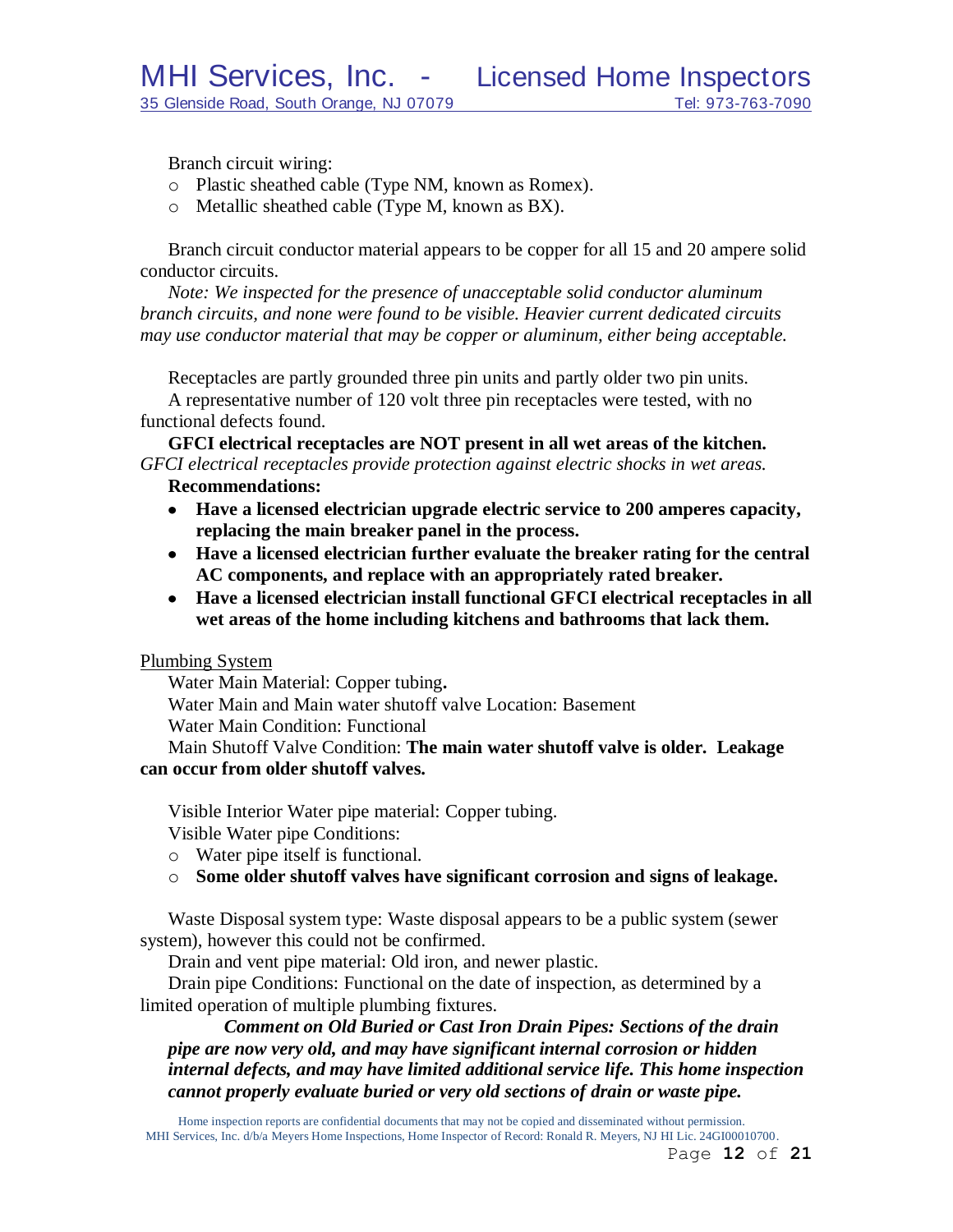Branch circuit wiring:

- Plastic sheathed cable (Type NM, known as Romex).
- Metallic sheathed cable (Type M, known as BX).

Branch circuit conductor material appears to be copper for all 15 and 20 ampere solid conductor circuits.

*Note: We inspected for the presence of unacceptable solid conductor aluminum branch circuits, and none were found to be visible. Heavier current dedicated circuits may use conductor material that may be copper or aluminum, either being acceptable.*

Receptacles are partly grounded three pin units and partly older two pin units.

A representative number of 120 volt three pin receptacles were tested, with no functional defects found.

**GFCI electrical receptacles are NOT present in all wet areas of the kitchen.**
*GFCI electrical receptacles provide protection against electric shocks in wet areas.*

**Recommendations:**

- **Have a licensed electrician upgrade electric service to 200 amperes capacity, replacing the main breaker panel in the process.**
- **Have a licensed electrician further evaluate the breaker rating for the central AC components, and replace with an appropriately rated breaker.**
- **Have a licensed electrician install functional GFCI electrical receptacles in all wet areas of the home including kitchens and bathrooms that lack them.**

Plumbing System

Water Main Material: Copper tubing**.**

Water Main and Main water shutoff valve Location: Basement

Water Main Condition: Functional

Main Shutoff Valve Condition: **The main water shutoff valve is older. Leakage can occur from older shutoff valves.**

Visible Interior Water pipe material: Copper tubing.

Visible Water pipe Conditions:

- Water pipe itself is functional.
- **Some older shutoff valves have significant corrosion and signs of leakage.**

Waste Disposal system type: Waste disposal appears to be a public system (sewer system), however this could not be confirmed.

Drain and vent pipe material: Old iron, and newer plastic.

Drain pipe Conditions: Functional on the date of inspection, as determined by a limited operation of multiple plumbing fixtures.

***Comment on Old Buried or Cast Iron Drain Pipes: Sections of the drain pipe are now very old, and may have significant internal corrosion or hidden internal defects, and may have limited additional service life. This home inspection cannot properly evaluate buried or very old sections of drain or waste pipe.***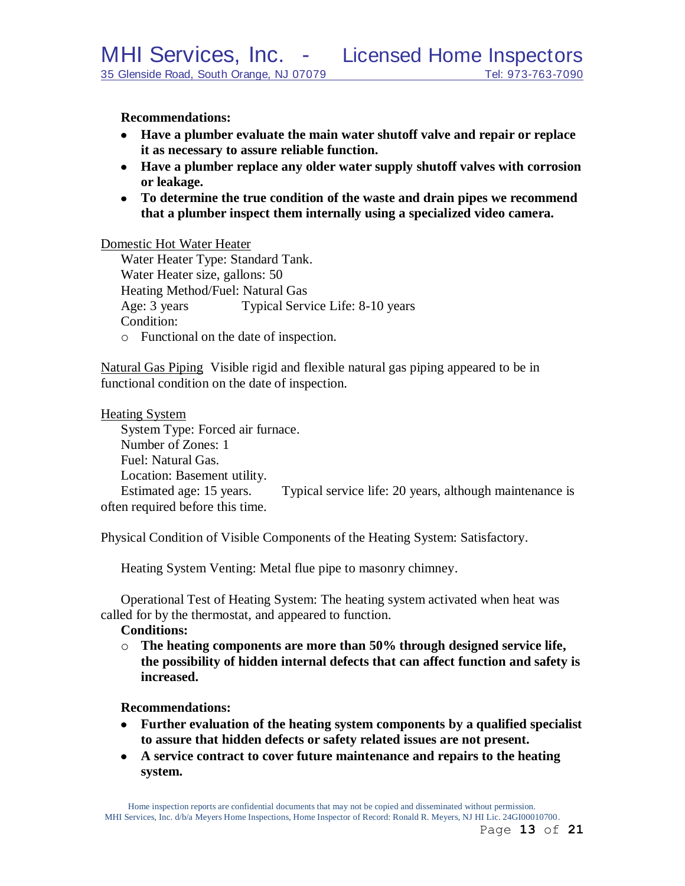**Recommendations:**

- **Have a plumber evaluate the main water shutoff valve and repair or replace it as necessary to assure reliable function.**
- **Have a plumber replace any older water supply shutoff valves with corrosion or leakage.**
- **To determine the true condition of the waste and drain pipes we recommend that a plumber inspect them internally using a specialized video camera.**

Domestic Hot Water Heater

Water Heater Type: Standard Tank.
Water Heater size, gallons: 50
Heating Method/Fuel: Natural Gas
Age: 3 years Typical Service Life: 8-10 years
Condition:

- Functional on the date of inspection.

Natural Gas Piping Visible rigid and flexible natural gas piping appeared to be in functional condition on the date of inspection.

Heating System

System Type: Forced air furnace.
Number of Zones: 1
Fuel: Natural Gas.
Location: Basement utility.
Estimated age: 15 years. Typical service life: 20 years, although maintenance is often required before this time.

Physical Condition of Visible Components of the Heating System: Satisfactory.

Heating System Venting: Metal flue pipe to masonry chimney.

Operational Test of Heating System: The heating system activated when heat was called for by the thermostat, and appeared to function.

**Conditions:**

- **The heating components are more than 50% through designed service life, the possibility of hidden internal defects that can affect function and safety is increased.**

**Recommendations:**

- **Further evaluation of the heating system components by a qualified specialist to assure that hidden defects or safety related issues are not present.**
- **A service contract to cover future maintenance and repairs to the heating system.**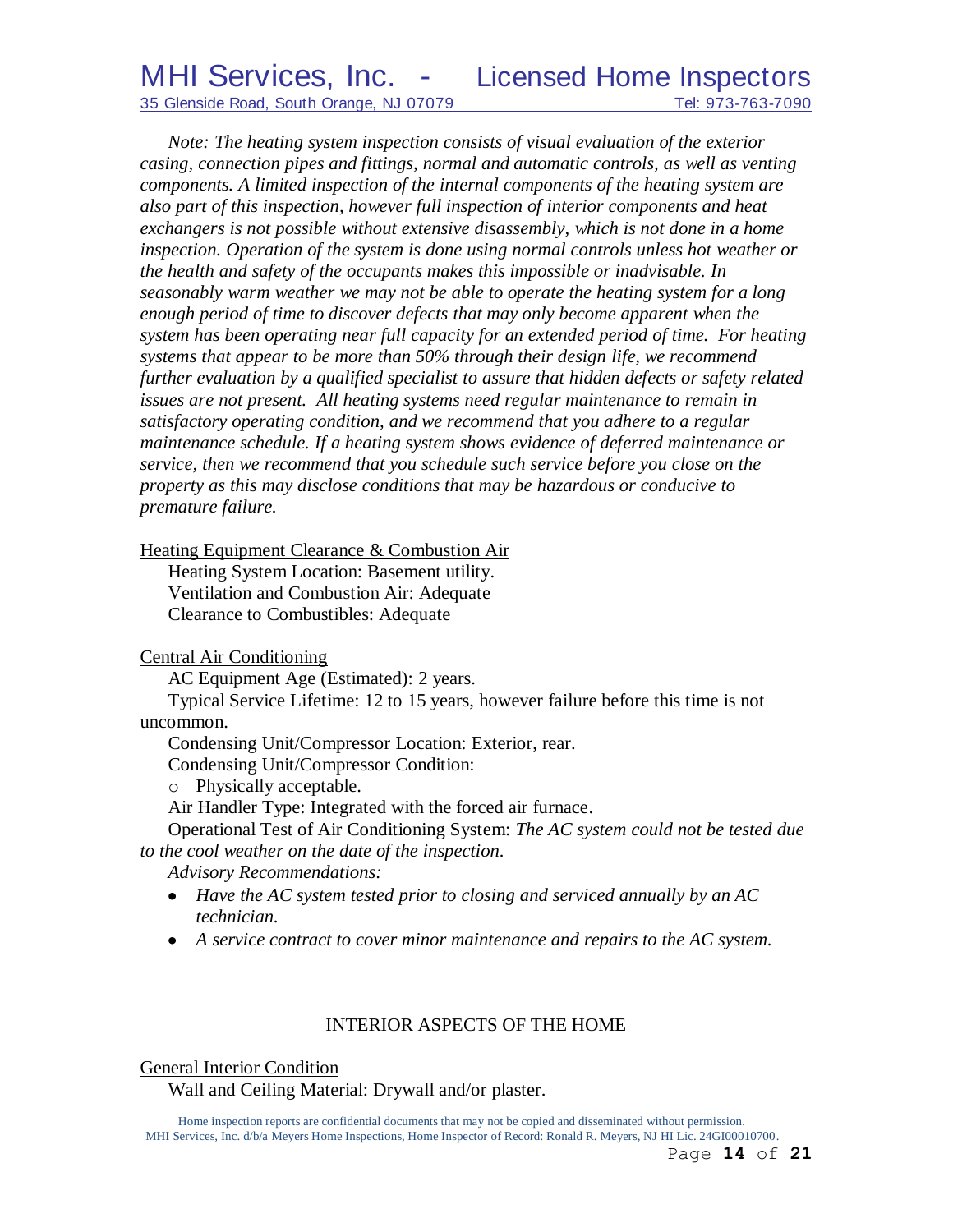*Note: The heating system inspection consists of visual evaluation of the exterior casing, connection pipes and fittings, normal and automatic controls, as well as venting components. A limited inspection of the internal components of the heating system are also part of this inspection, however full inspection of interior components and heat exchangers is not possible without extensive disassembly, which is not done in a home inspection. Operation of the system is done using normal controls unless hot weather or the health and safety of the occupants makes this impossible or inadvisable. In seasonably warm weather we may not be able to operate the heating system for a long enough period of time to discover defects that may only become apparent when the system has been operating near full capacity for an extended period of time. For heating systems that appear to be more than 50% through their design life, we recommend further evaluation by a qualified specialist to assure that hidden defects or safety related issues are not present. All heating systems need regular maintenance to remain in satisfactory operating condition, and we recommend that you adhere to a regular maintenance schedule. If a heating system shows evidence of deferred maintenance or service, then we recommend that you schedule such service before you close on the property as this may disclose conditions that may be hazardous or conducive to premature failure.*

Heating Equipment Clearance & Combustion Air

Heating System Location: Basement utility.

Ventilation and Combustion Air: Adequate

Clearance to Combustibles: Adequate

Central Air Conditioning

AC Equipment Age (Estimated): 2 years.

Typical Service Lifetime: 12 to 15 years, however failure before this time is not uncommon.

Condensing Unit/Compressor Location: Exterior, rear.

Condensing Unit/Compressor Condition:

- Physically acceptable.

Air Handler Type: Integrated with the forced air furnace.

Operational Test of Air Conditioning System: *The AC system could not be tested due to the cool weather on the date of the inspection.*

*Advisory Recommendations:*

- *Have the AC system tested prior to closing and serviced annually by an AC technician.*
- *A service contract to cover minor maintenance and repairs to the AC system.*

## INTERIOR ASPECTS OF THE HOME

General Interior Condition

Wall and Ceiling Material: Drywall and/or plaster.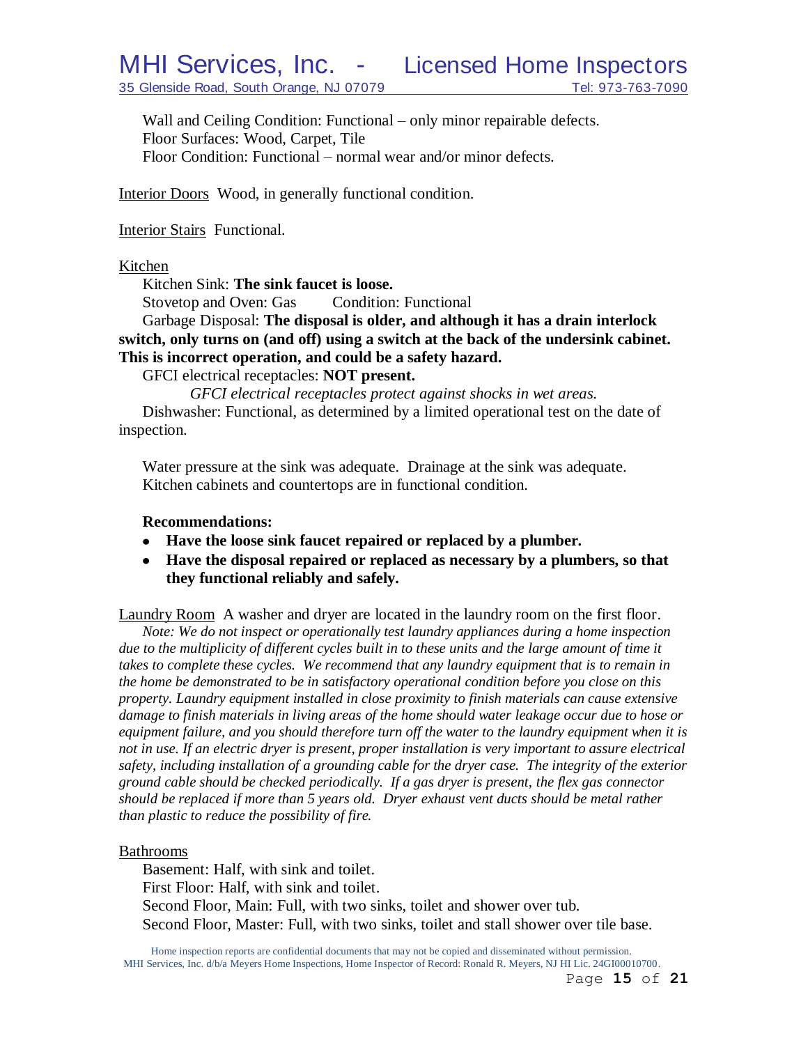Wall and Ceiling Condition: Functional – only minor repairable defects.
Floor Surfaces: Wood, Carpet, Tile
Floor Condition: Functional – normal wear and/or minor defects.

Interior Doors Wood, in generally functional condition.

Interior Stairs Functional.

Kitchen

Kitchen Sink: **The sink faucet is loose.**
Stovetop and Oven: Gas  Condition: Functional
Garbage Disposal: **The disposal is older, and although it has a drain interlock switch, only turns on (and off) using a switch at the back of the undersink cabinet. This is incorrect operation, and could be a safety hazard.**
GFCI electrical receptacles: **NOT present.**

*GFCI electrical receptacles protect against shocks in wet areas.*

Dishwasher: Functional, as determined by a limited operational test on the date of inspection.

Water pressure at the sink was adequate. Drainage at the sink was adequate.
Kitchen cabinets and countertops are in functional condition.

**Recommendations:**

- **Have the loose sink faucet repaired or replaced by a plumber.**
- **Have the disposal repaired or replaced as necessary by a plumbers, so that they functional reliably and safely.**

Laundry Room A washer and dryer are located in the laundry room on the first floor.

*Note: We do not inspect or operationally test laundry appliances during a home inspection due to the multiplicity of different cycles built in to these units and the large amount of time it takes to complete these cycles. We recommend that any laundry equipment that is to remain in the home be demonstrated to be in satisfactory operational condition before you close on this property. Laundry equipment installed in close proximity to finish materials can cause extensive damage to finish materials in living areas of the home should water leakage occur due to hose or equipment failure, and you should therefore turn off the water to the laundry equipment when it is not in use. If an electric dryer is present, proper installation is very important to assure electrical safety, including installation of a grounding cable for the dryer case. The integrity of the exterior ground cable should be checked periodically. If a gas dryer is present, the flex gas connector should be replaced if more than 5 years old. Dryer exhaust vent ducts should be metal rather than plastic to reduce the possibility of fire.*

Bathrooms

Basement: Half, with sink and toilet.
First Floor: Half, with sink and toilet.
Second Floor, Main: Full, with two sinks, toilet and shower over tub.
Second Floor, Master: Full, with two sinks, toilet and stall shower over tile base.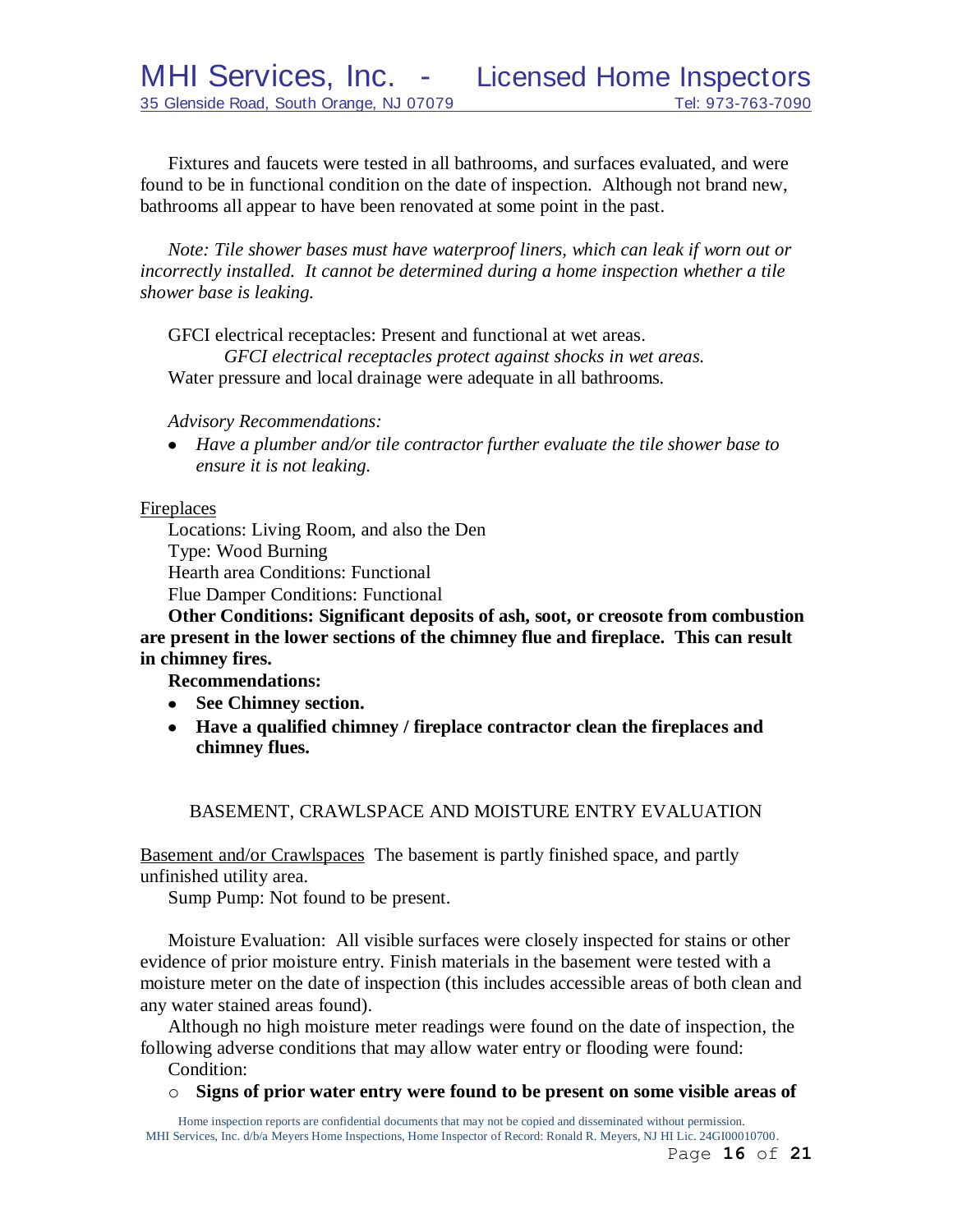Fixtures and faucets were tested in all bathrooms, and surfaces evaluated, and were found to be in functional condition on the date of inspection. Although not brand new, bathrooms all appear to have been renovated at some point in the past.

*Note: Tile shower bases must have waterproof liners, which can leak if worn out or incorrectly installed. It cannot be determined during a home inspection whether a tile shower base is leaking.*

GFCI electrical receptacles: Present and functional at wet areas.

*GFCI electrical receptacles protect against shocks in wet areas.*

Water pressure and local drainage were adequate in all bathrooms.

*Advisory Recommendations:*

- *Have a plumber and/or tile contractor further evaluate the tile shower base to ensure it is not leaking.*

<u>Fireplaces</u>

Locations: Living Room, and also the Den

Type: Wood Burning

Hearth area Conditions: Functional

Flue Damper Conditions: Functional

**Other Conditions: Significant deposits of ash, soot, or creosote from combustion are present in the lower sections of the chimney flue and fireplace. This can result in chimney fires.**

**Recommendations:**

- **See Chimney section.**
- **Have a qualified chimney / fireplace contractor clean the fireplaces and chimney flues.**

## BASEMENT, CRAWLSPACE AND MOISTURE ENTRY EVALUATION

<u>Basement and/or Crawlspaces</u> The basement is partly finished space, and partly unfinished utility area.

Sump Pump: Not found to be present.

Moisture Evaluation: All visible surfaces were closely inspected for stains or other evidence of prior moisture entry. Finish materials in the basement were tested with a moisture meter on the date of inspection (this includes accessible areas of both clean and any water stained areas found).

Although no high moisture meter readings were found on the date of inspection, the following adverse conditions that may allow water entry or flooding were found:

Condition:

- **Signs of prior water entry were found to be present on some visible areas of**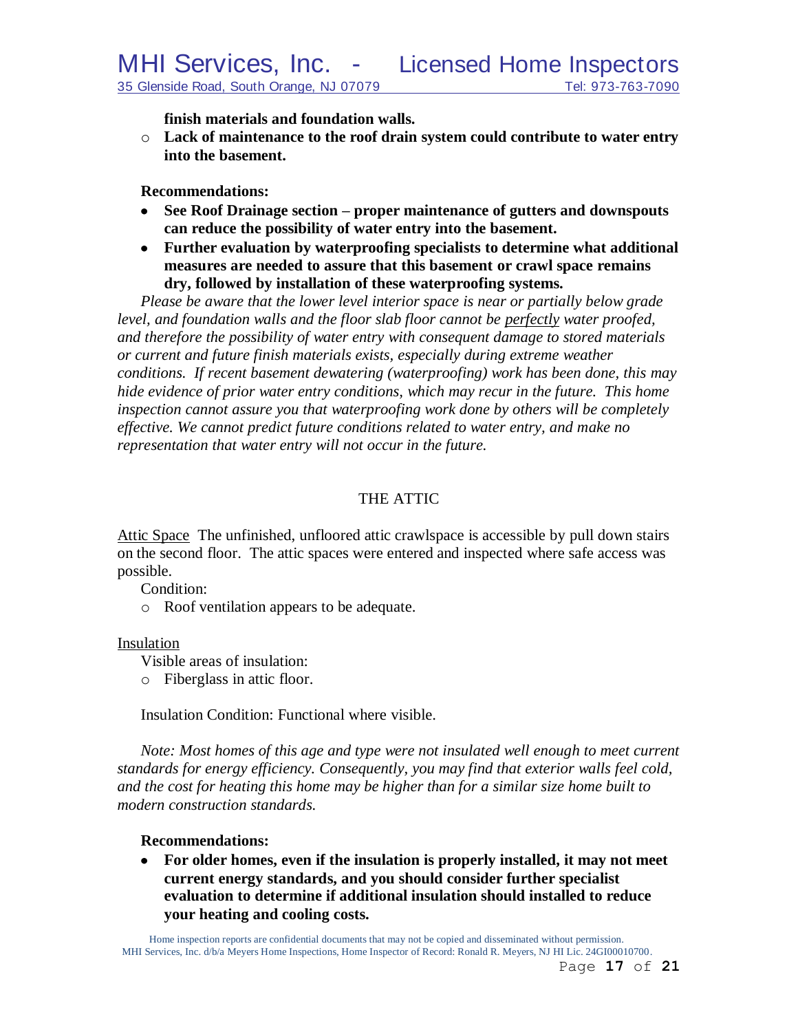**finish materials and foundation walls.**

- **Lack of maintenance to the roof drain system could contribute to water entry into the basement.**

**Recommendations:**

- **See Roof Drainage section – proper maintenance of gutters and downspouts can reduce the possibility of water entry into the basement.**
- **Further evaluation by waterproofing specialists to determine what additional measures are needed to assure that this basement or crawl space remains dry, followed by installation of these waterproofing systems.**

*Please be aware that the lower level interior space is near or partially below grade level, and foundation walls and the floor slab floor cannot be perfectly water proofed, and therefore the possibility of water entry with consequent damage to stored materials or current and future finish materials exists, especially during extreme weather conditions. If recent basement dewatering (waterproofing) work has been done, this may hide evidence of prior water entry conditions, which may recur in the future. This home inspection cannot assure you that waterproofing work done by others will be completely effective. We cannot predict future conditions related to water entry, and make no representation that water entry will not occur in the future.*

## THE ATTIC

Attic Space The unfinished, unfloored attic crawlspace is accessible by pull down stairs on the second floor. The attic spaces were entered and inspected where safe access was possible.

Condition:

- Roof ventilation appears to be adequate.

Insulation

Visible areas of insulation:

- Fiberglass in attic floor.

Insulation Condition: Functional where visible.

*Note: Most homes of this age and type were not insulated well enough to meet current standards for energy efficiency. Consequently, you may find that exterior walls feel cold, and the cost for heating this home may be higher than for a similar size home built to modern construction standards.*

**Recommendations:**

- **For older homes, even if the insulation is properly installed, it may not meet current energy standards, and you should consider further specialist evaluation to determine if additional insulation should installed to reduce your heating and cooling costs.**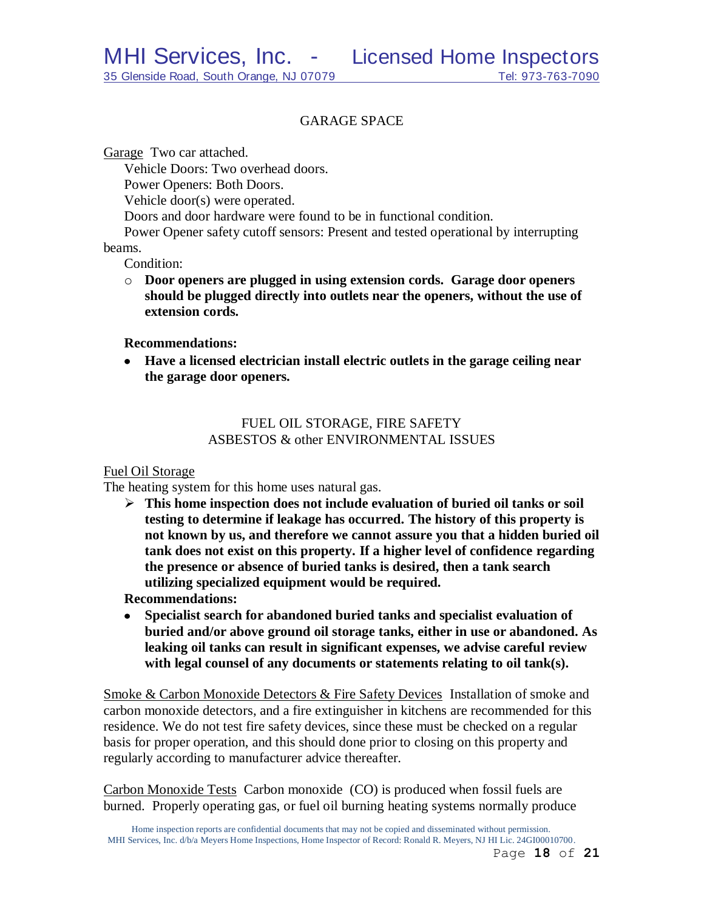## GARAGE SPACE

Garage Two car attached.

Vehicle Doors: Two overhead doors.

Power Openers: Both Doors.

Vehicle door(s) were operated.

Doors and door hardware were found to be in functional condition.

Power Opener safety cutoff sensors: Present and tested operational by interrupting beams.

Condition:

- **Door openers are plugged in using extension cords. Garage door openers should be plugged directly into outlets near the openers, without the use of extension cords.**

**Recommendations:**

- **Have a licensed electrician install electric outlets in the garage ceiling near the garage door openers.**

## FUEL OIL STORAGE, FIRE SAFETY ASBESTOS & other ENVIRONMENTAL ISSUES

Fuel Oil Storage

The heating system for this home uses natural gas.

- **This home inspection does not include evaluation of buried oil tanks or soil testing to determine if leakage has occurred. The history of this property is not known by us, and therefore we cannot assure you that a hidden buried oil tank does not exist on this property. If a higher level of confidence regarding the presence or absence of buried tanks is desired, then a tank search utilizing specialized equipment would be required.**

**Recommendations:**

- **Specialist search for abandoned buried tanks and specialist evaluation of buried and/or above ground oil storage tanks, either in use or abandoned. As leaking oil tanks can result in significant expenses, we advise careful review with legal counsel of any documents or statements relating to oil tank(s).**

Smoke & Carbon Monoxide Detectors & Fire Safety Devices Installation of smoke and carbon monoxide detectors, and a fire extinguisher in kitchens are recommended for this residence. We do not test fire safety devices, since these must be checked on a regular basis for proper operation, and this should done prior to closing on this property and regularly according to manufacturer advice thereafter.

Carbon Monoxide Tests Carbon monoxide (CO) is produced when fossil fuels are burned. Properly operating gas, or fuel oil burning heating systems normally produce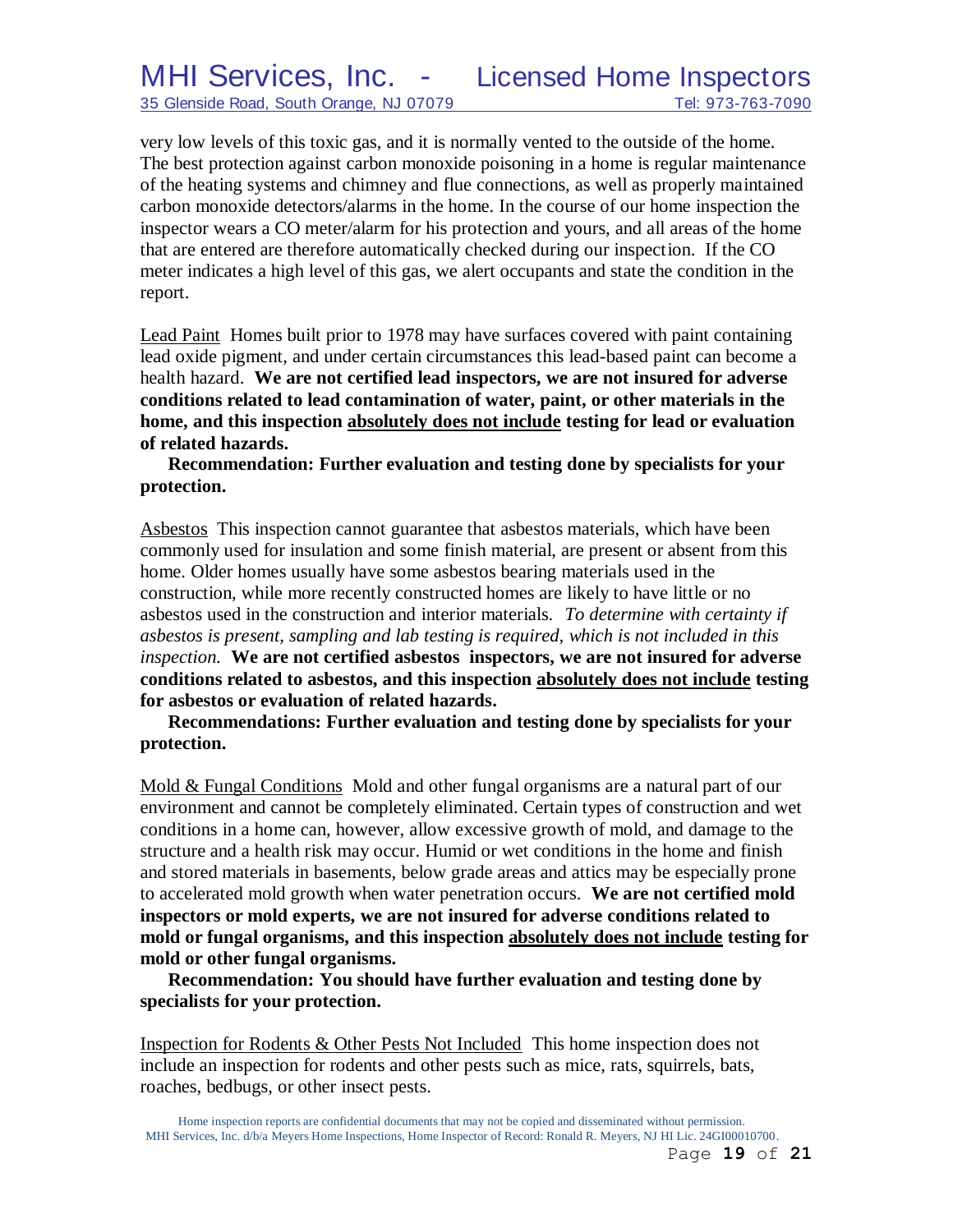very low levels of this toxic gas, and it is normally vented to the outside of the home. The best protection against carbon monoxide poisoning in a home is regular maintenance of the heating systems and chimney and flue connections, as well as properly maintained carbon monoxide detectors/alarms in the home. In the course of our home inspection the inspector wears a CO meter/alarm for his protection and yours, and all areas of the home that are entered are therefore automatically checked during our inspection. If the CO meter indicates a high level of this gas, we alert occupants and state the condition in the report.

<u>Lead Paint</u> Homes built prior to 1978 may have surfaces covered with paint containing lead oxide pigment, and under certain circumstances this lead-based paint can become a health hazard. **We are not certified lead inspectors, we are not insured for adverse conditions related to lead contamination of water, paint, or other materials in the home, and this inspection <u>absolutely does not include</u> testing for lead or evaluation of related hazards.**

**Recommendation: Further evaluation and testing done by specialists for your protection.**

<u>Asbestos</u> This inspection cannot guarantee that asbestos materials, which have been commonly used for insulation and some finish material, are present or absent from this home. Older homes usually have some asbestos bearing materials used in the construction, while more recently constructed homes are likely to have little or no asbestos used in the construction and interior materials. *To determine with certainty if asbestos is present, sampling and lab testing is required, which is not included in this inspection.* **We are not certified asbestos inspectors, we are not insured for adverse conditions related to asbestos, and this inspection <u>absolutely does not include</u> testing for asbestos or evaluation of related hazards.**

**Recommendations: Further evaluation and testing done by specialists for your protection.**

<u>Mold & Fungal Conditions</u> Mold and other fungal organisms are a natural part of our environment and cannot be completely eliminated. Certain types of construction and wet conditions in a home can, however, allow excessive growth of mold, and damage to the structure and a health risk may occur. Humid or wet conditions in the home and finish and stored materials in basements, below grade areas and attics may be especially prone to accelerated mold growth when water penetration occurs. **We are not certified mold inspectors or mold experts, we are not insured for adverse conditions related to mold or fungal organisms, and this inspection <u>absolutely does not include</u> testing for mold or other fungal organisms.**

**Recommendation: You should have further evaluation and testing done by specialists for your protection.**

<u>Inspection for Rodents & Other Pests Not Included</u> This home inspection does not include an inspection for rodents and other pests such as mice, rats, squirrels, bats, roaches, bedbugs, or other insect pests.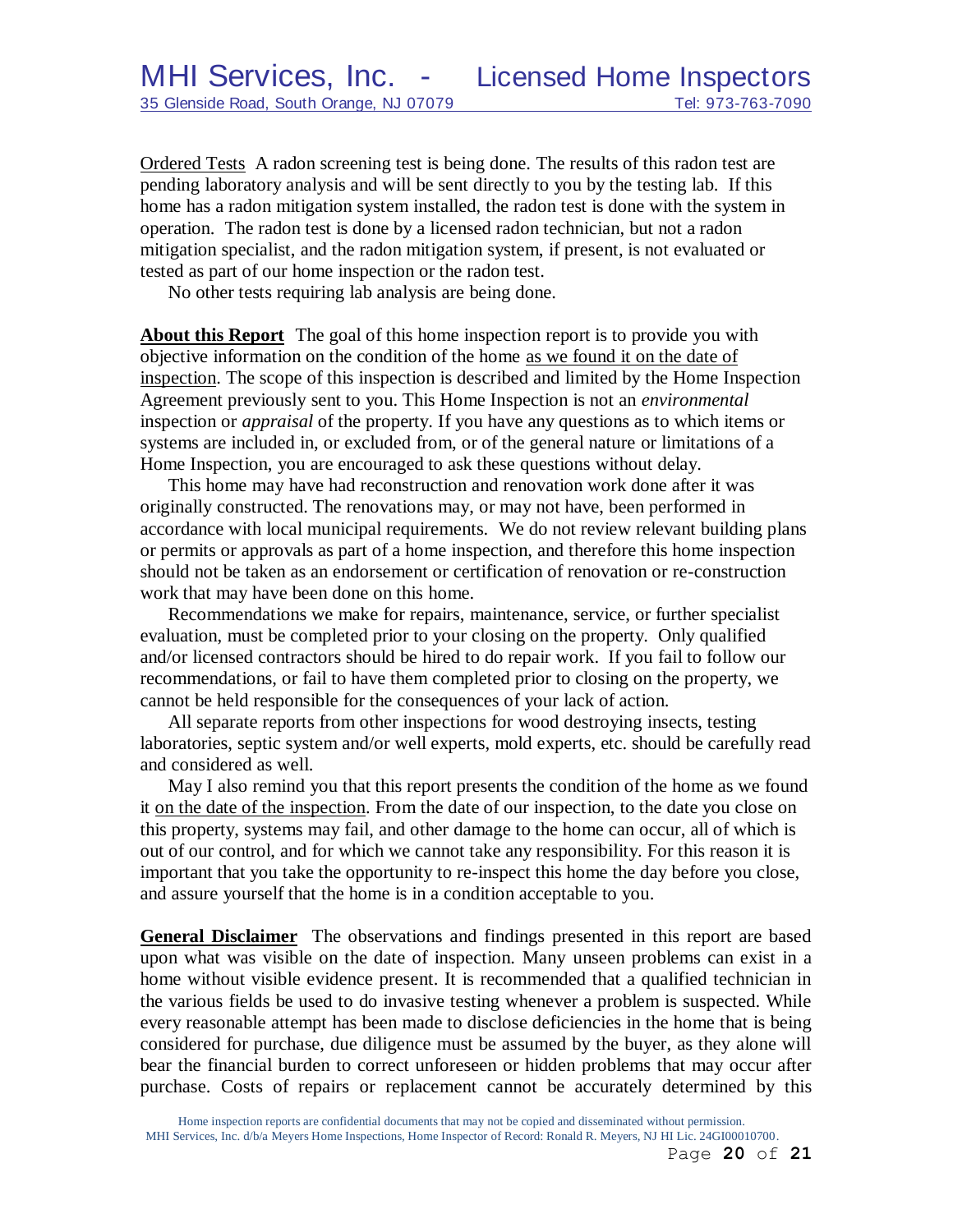Ordered Tests  A radon screening test is being done. The results of this radon test are pending laboratory analysis and will be sent directly to you by the testing lab. If this home has a radon mitigation system installed, the radon test is done with the system in operation. The radon test is done by a licensed radon technician, but not a radon mitigation specialist, and the radon mitigation system, if present, is not evaluated or tested as part of our home inspection or the radon test.

No other tests requiring lab analysis are being done.

**About this Report**  The goal of this home inspection report is to provide you with objective information on the condition of the home as we found it on the date of inspection. The scope of this inspection is described and limited by the Home Inspection Agreement previously sent to you. This Home Inspection is not an *environmental* inspection or *appraisal* of the property. If you have any questions as to which items or systems are included in, or excluded from, or of the general nature or limitations of a Home Inspection, you are encouraged to ask these questions without delay.

This home may have had reconstruction and renovation work done after it was originally constructed. The renovations may, or may not have, been performed in accordance with local municipal requirements. We do not review relevant building plans or permits or approvals as part of a home inspection, and therefore this home inspection should not be taken as an endorsement or certification of renovation or re-construction work that may have been done on this home.

Recommendations we make for repairs, maintenance, service, or further specialist evaluation, must be completed prior to your closing on the property. Only qualified and/or licensed contractors should be hired to do repair work. If you fail to follow our recommendations, or fail to have them completed prior to closing on the property, we cannot be held responsible for the consequences of your lack of action.

All separate reports from other inspections for wood destroying insects, testing laboratories, septic system and/or well experts, mold experts, etc. should be carefully read and considered as well.

May I also remind you that this report presents the condition of the home as we found it on the date of the inspection. From the date of our inspection, to the date you close on this property, systems may fail, and other damage to the home can occur, all of which is out of our control, and for which we cannot take any responsibility. For this reason it is important that you take the opportunity to re-inspect this home the day before you close, and assure yourself that the home is in a condition acceptable to you.

**General Disclaimer**  The observations and findings presented in this report are based upon what was visible on the date of inspection. Many unseen problems can exist in a home without visible evidence present. It is recommended that a qualified technician in the various fields be used to do invasive testing whenever a problem is suspected. While every reasonable attempt has been made to disclose deficiencies in the home that is being considered for purchase, due diligence must be assumed by the buyer, as they alone will bear the financial burden to correct unforeseen or hidden problems that may occur after purchase. Costs of repairs or replacement cannot be accurately determined by this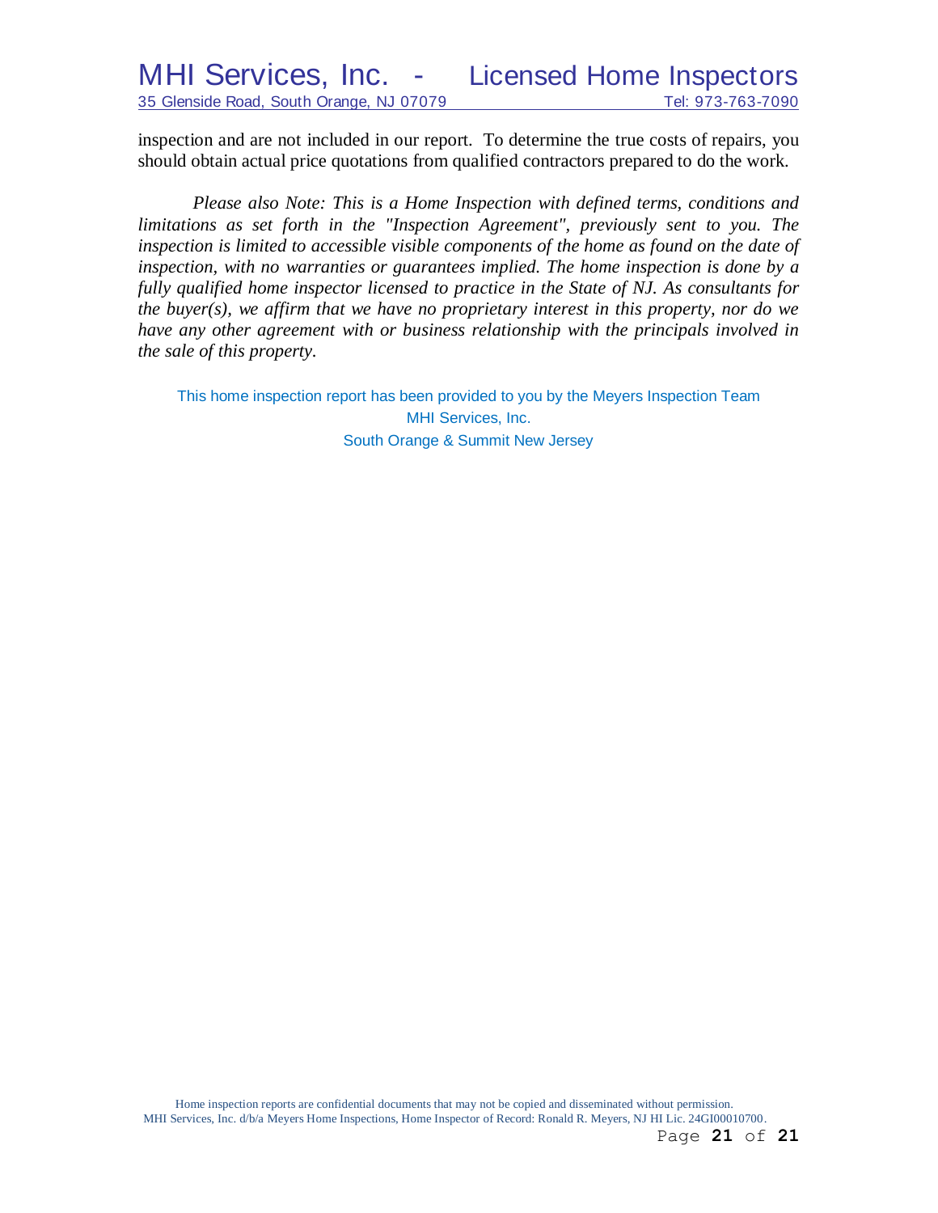inspection and are not included in our report. To determine the true costs of repairs, you should obtain actual price quotations from qualified contractors prepared to do the work.

*Please also Note: This is a Home Inspection with defined terms, conditions and limitations as set forth in the "Inspection Agreement", previously sent to you. The inspection is limited to accessible visible components of the home as found on the date of inspection, with no warranties or guarantees implied. The home inspection is done by a fully qualified home inspector licensed to practice in the State of NJ. As consultants for the buyer(s), we affirm that we have no proprietary interest in this property, nor do we have any other agreement with or business relationship with the principals involved in the sale of this property.*

This home inspection report has been provided to you by the Meyers Inspection Team
MHI Services, Inc.
South Orange & Summit New Jersey